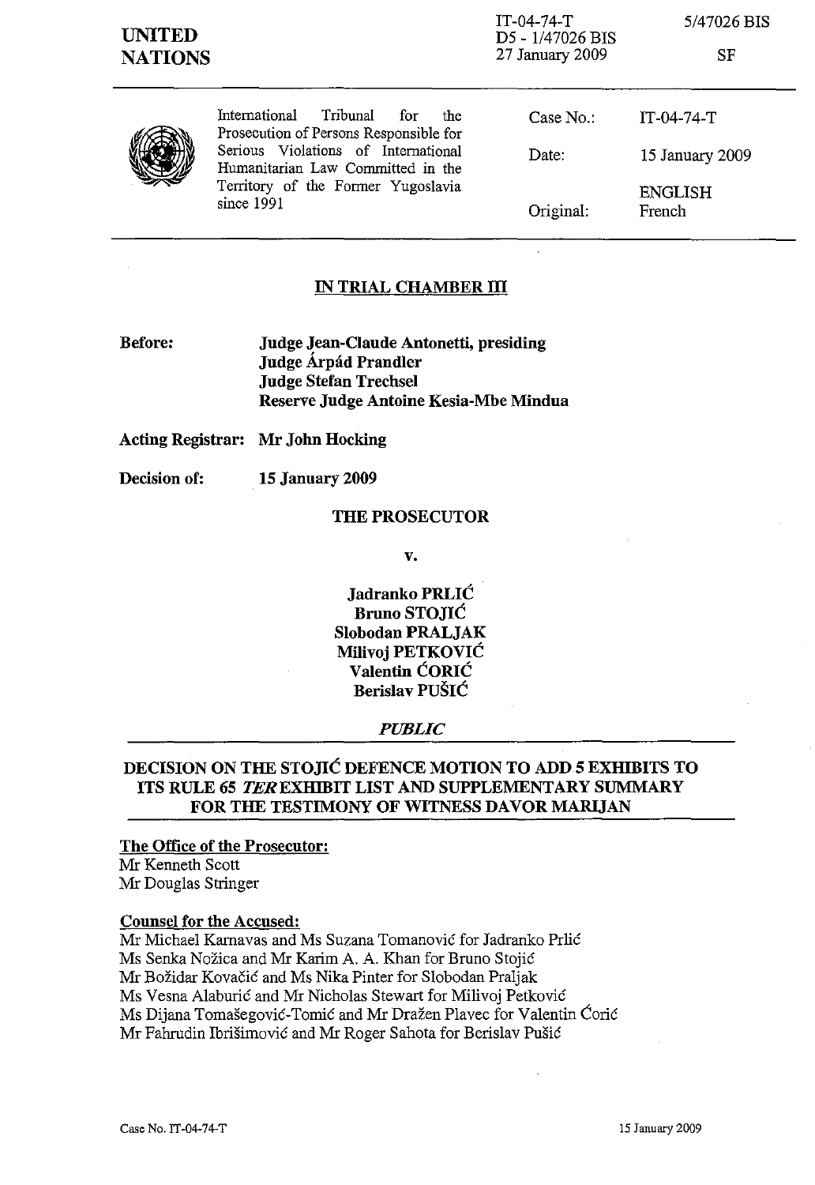**UNITED NATIONS**

IT-04-74-T
D5 - 1/47026 BIS
27 January 2009

5/47026 BIS

SF

International Tribunal for the Prosecution of Persons Responsible for Serious Violations of International Humanitarian Law Committed in the Territory of the Former Yugoslavia since 1991

| | |
|---|---|
| Case No.: | IT-04-74-T |
| Date: | 15 January 2009 |
| Original: | ENGLISH French |

## IN TRIAL CHAMBER III

**Before:** **Judge Jean-Claude Antonetti, presiding**
**Judge Árpád Prandler**
**Judge Stefan Trechsel**
**Reserve Judge Antoine Kesia-Mbe Mindua**

**Acting Registrar:** **Mr John Hocking**

**Decision of:** **15 January 2009**

**THE PROSECUTOR**

**v.**

**Jadranko PRLIĆ**
**Bruno STOJIĆ**
**Slobodan PRALJAK**
**Milivoj PETKOVIĆ**
**Valentin ĆORIĆ**
**Berislav PUŠIĆ**

***PUBLIC***

## DECISION ON THE STOJIĆ DEFENCE MOTION TO ADD 5 EXHIBITS TO ITS RULE 65 *TER* EXHIBIT LIST AND SUPPLEMENTARY SUMMARY FOR THE TESTIMONY OF WITNESS DAVOR MARIJAN

**The Office of the Prosecutor:**
Mr Kenneth Scott
Mr Douglas Stringer

**Counsel for the Accused:**
Mr Michael Karnavas and Ms Suzana Tomanović for Jadranko Prlić
Ms Senka Nožica and Mr Karim A. A. Khan for Bruno Stojić
Mr Božidar Kovačić and Ms Nika Pinter for Slobodan Praljak
Ms Vesna Alaburić and Mr Nicholas Stewart for Milivoj Petković
Ms Dijana Tomašegović-Tomić and Mr Dražen Plavec for Valentin Ćorić
Mr Fahrudin Ibrišimović and Mr Roger Sahota for Berislav Pušić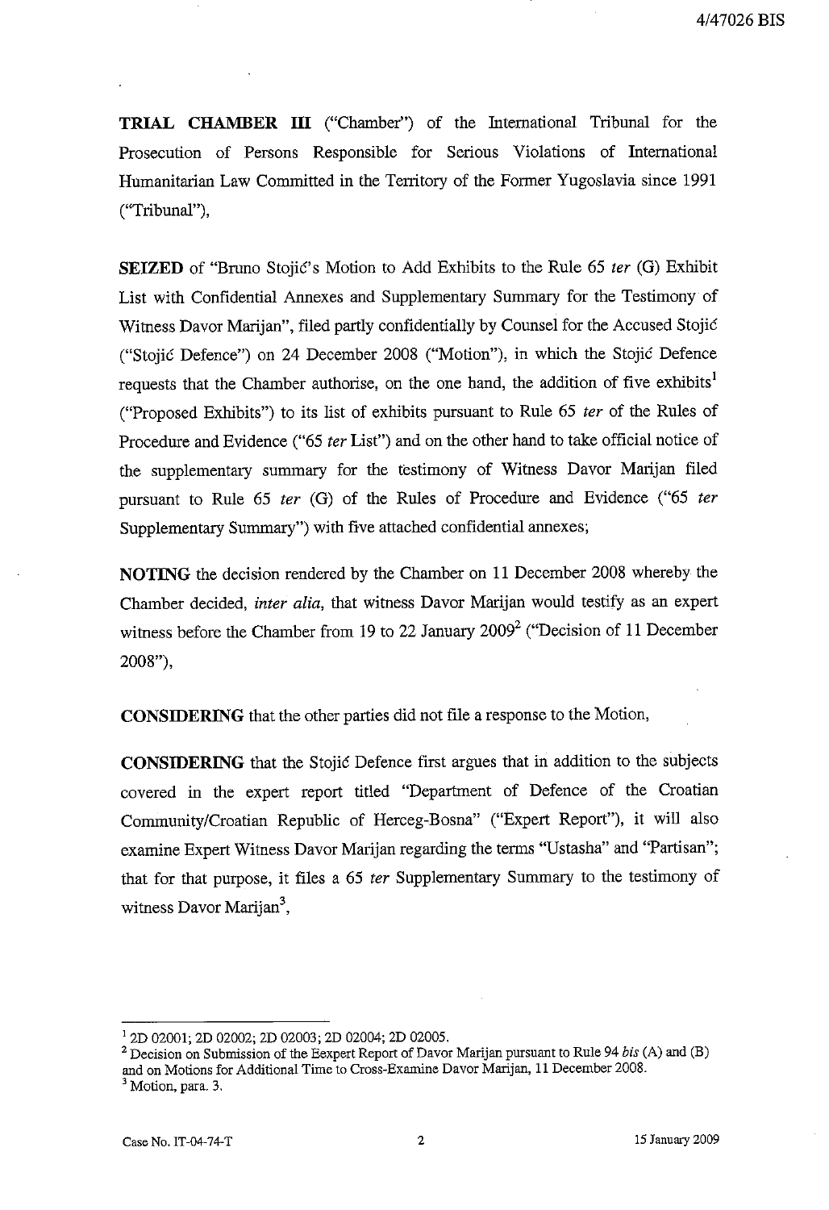**TRIAL CHAMBER III** ("Chamber") of the International Tribunal for the Prosecution of Persons Responsible for Serious Violations of International Humanitarian Law Committed in the Territory of the Former Yugoslavia since 1991 ("Tribunal"),

**SEIZED** of "Bruno Stojić's Motion to Add Exhibits to the Rule 65 *ter* (G) Exhibit List with Confidential Annexes and Supplementary Summary for the Testimony of Witness Davor Marijan", filed partly confidentially by Counsel for the Accused Stojić ("Stojić Defence") on 24 December 2008 ("Motion"), in which the Stojić Defence requests that the Chamber authorise, on the one hand, the addition of five exhibits[1] ("Proposed Exhibits") to its list of exhibits pursuant to Rule 65 *ter* of the Rules of Procedure and Evidence ("65 *ter* List") and on the other hand to take official notice of the supplementary summary for the testimony of Witness Davor Marijan filed pursuant to Rule 65 *ter* (G) of the Rules of Procedure and Evidence ("65 *ter* Supplementary Summary") with five attached confidential annexes;

**NOTING** the decision rendered by the Chamber on 11 December 2008 whereby the Chamber decided, *inter alia*, that witness Davor Marijan would testify as an expert witness before the Chamber from 19 to 22 January 2009[2] ("Decision of 11 December 2008"),

**CONSIDERING** that the other parties did not file a response to the Motion,

**CONSIDERING** that the Stojić Defence first argues that in addition to the subjects covered in the expert report titled "Department of Defence of the Croatian Community/Croatian Republic of Herceg-Bosna" ("Expert Report"), it will also examine Expert Witness Davor Marijan regarding the terms "Ustasha" and "Partisan"; that for that purpose, it files a 65 *ter* Supplementary Summary to the testimony of witness Davor Marijan[3],

---

[1] 2D 02001; 2D 02002; 2D 02003; 2D 02004; 2D 02005.

[2] Decision on Submission of the Eexpert Report of Davor Marijan pursuant to Rule 94 *bis* (A) and (B) and on Motions for Additional Time to Cross-Examine Davor Marijan, 11 December 2008.

[3] Motion, para. 3.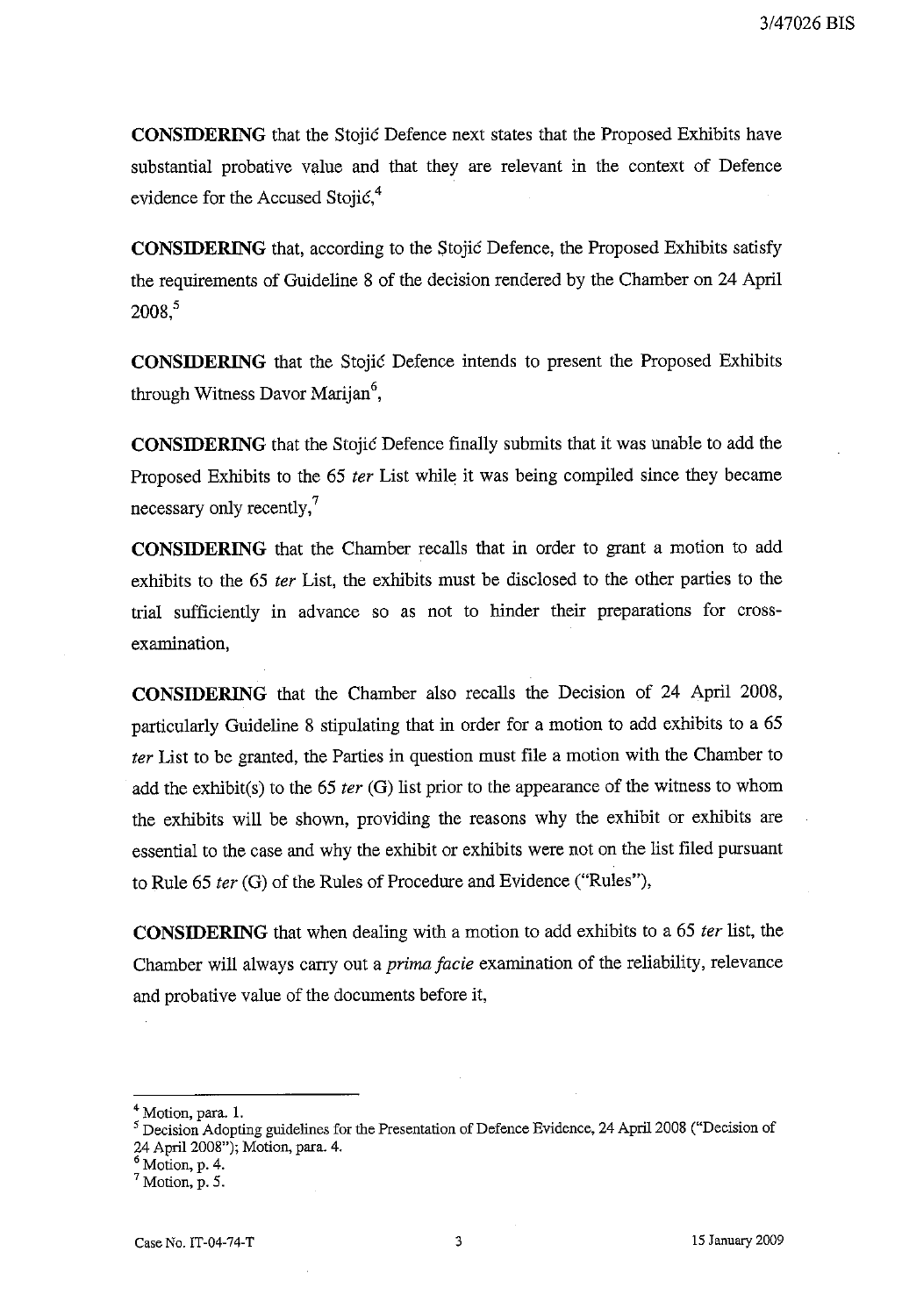**CONSIDERING** that the Stojić Defence next states that the Proposed Exhibits have substantial probative value and that they are relevant in the context of Defence evidence for the Accused Stojić,[4]

**CONSIDERING** that, according to the Stojić Defence, the Proposed Exhibits satisfy the requirements of Guideline 8 of the decision rendered by the Chamber on 24 April 2008,[5]

**CONSIDERING** that the Stojić Defence intends to present the Proposed Exhibits through Witness Davor Marijan[6],

**CONSIDERING** that the Stojić Defence finally submits that it was unable to add the Proposed Exhibits to the 65 *ter* List while it was being compiled since they became necessary only recently,[7]

**CONSIDERING** that the Chamber recalls that in order to grant a motion to add exhibits to the 65 *ter* List, the exhibits must be disclosed to the other parties to the trial sufficiently in advance so as not to hinder their preparations for cross-examination,

**CONSIDERING** that the Chamber also recalls the Decision of 24 April 2008, particularly Guideline 8 stipulating that in order for a motion to add exhibits to a 65 *ter* List to be granted, the Parties in question must file a motion with the Chamber to add the exhibit(s) to the 65 *ter* (G) list prior to the appearance of the witness to whom the exhibits will be shown, providing the reasons why the exhibit or exhibits are essential to the case and why the exhibit or exhibits were not on the list filed pursuant to Rule 65 *ter* (G) of the Rules of Procedure and Evidence ("Rules"),

**CONSIDERING** that when dealing with a motion to add exhibits to a 65 *ter* list, the Chamber will always carry out a *prima facie* examination of the reliability, relevance and probative value of the documents before it,

---

[4] Motion, para. 1.

[5] Decision Adopting guidelines for the Presentation of Defence Evidence, 24 April 2008 ("Decision of 24 April 2008"); Motion, para. 4.

[6] Motion, p. 4.

[7] Motion, p. 5.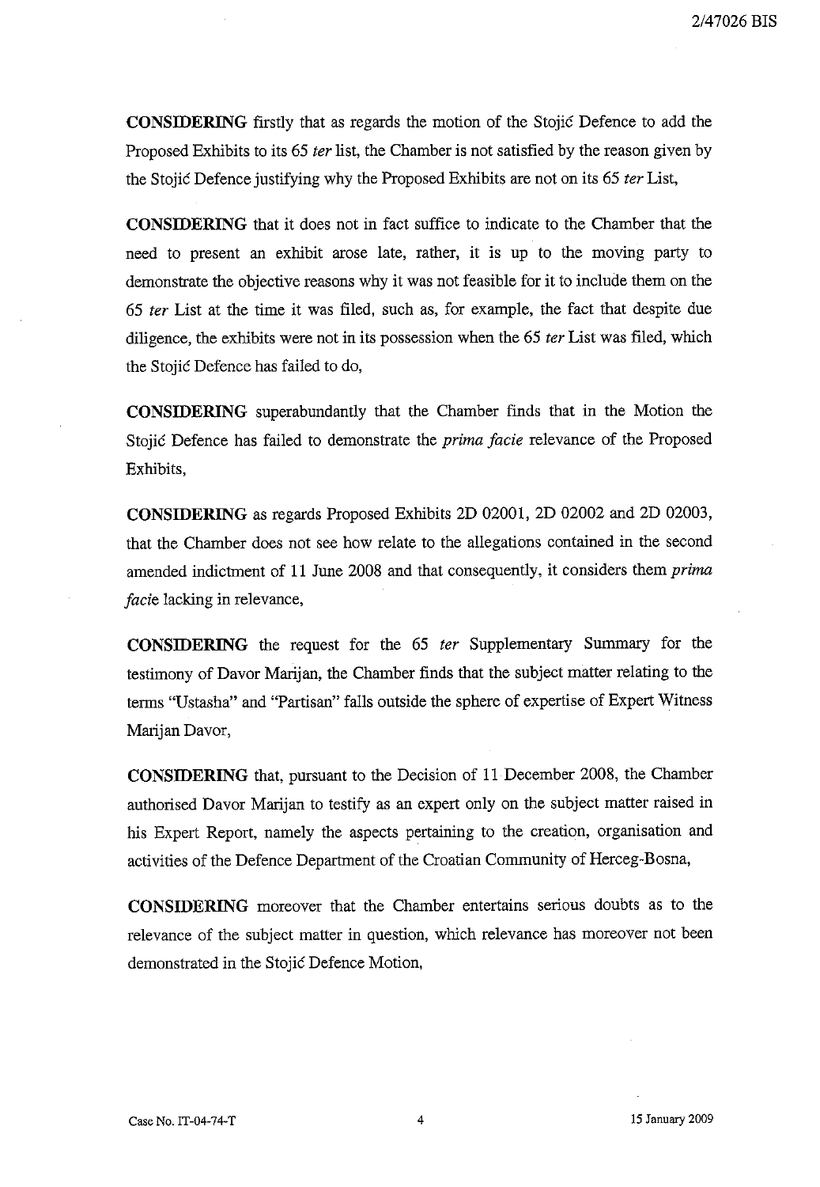**CONSIDERING** firstly that as regards the motion of the Stojić Defence to add the Proposed Exhibits to its 65 *ter* list, the Chamber is not satisfied by the reason given by the Stojić Defence justifying why the Proposed Exhibits are not on its 65 *ter* List,

**CONSIDERING** that it does not in fact suffice to indicate to the Chamber that the need to present an exhibit arose late, rather, it is up to the moving party to demonstrate the objective reasons why it was not feasible for it to include them on the 65 *ter* List at the time it was filed, such as, for example, the fact that despite due diligence, the exhibits were not in its possession when the 65 *ter* List was filed, which the Stojić Defence has failed to do,

**CONSIDERING** superabundantly that the Chamber finds that in the Motion the Stojić Defence has failed to demonstrate the *prima facie* relevance of the Proposed Exhibits,

**CONSIDERING** as regards Proposed Exhibits 2D 02001, 2D 02002 and 2D 02003, that the Chamber does not see how relate to the allegations contained in the second amended indictment of 11 June 2008 and that consequently, it considers them *prima facie* lacking in relevance,

**CONSIDERING** the request for the 65 *ter* Supplementary Summary for the testimony of Davor Marijan, the Chamber finds that the subject matter relating to the terms "Ustasha" and "Partisan" falls outside the sphere of expertise of Expert Witness Marijan Davor,

**CONSIDERING** that, pursuant to the Decision of 11 December 2008, the Chamber authorised Davor Marijan to testify as an expert only on the subject matter raised in his Expert Report, namely the aspects pertaining to the creation, organisation and activities of the Defence Department of the Croatian Community of Herceg-Bosna,

**CONSIDERING** moreover that the Chamber entertains serious doubts as to the relevance of the subject matter in question, which relevance has moreover not been demonstrated in the Stojić Defence Motion,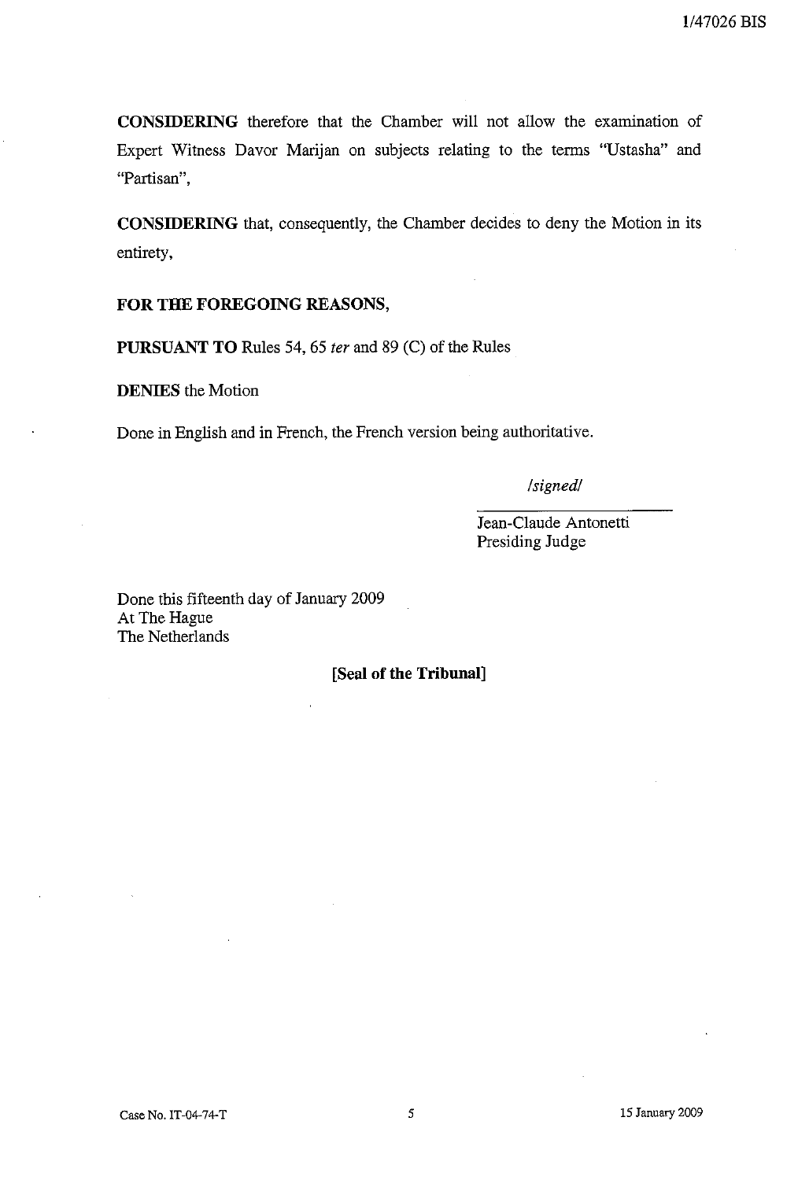**CONSIDERING** therefore that the Chamber will not allow the examination of Expert Witness Davor Marijan on subjects relating to the terms "Ustasha" and "Partisan",

**CONSIDERING** that, consequently, the Chamber decides to deny the Motion in its entirety,

**FOR THE FOREGOING REASONS,**

**PURSUANT TO** Rules 54, 65 *ter* and 89 (C) of the Rules

**DENIES** the Motion

Done in English and in French, the French version being authoritative.

*/signed/*

Jean-Claude Antonetti
Presiding Judge

Done this fifteenth day of January 2009
At The Hague
The Netherlands

**[Seal of the Tribunal]**